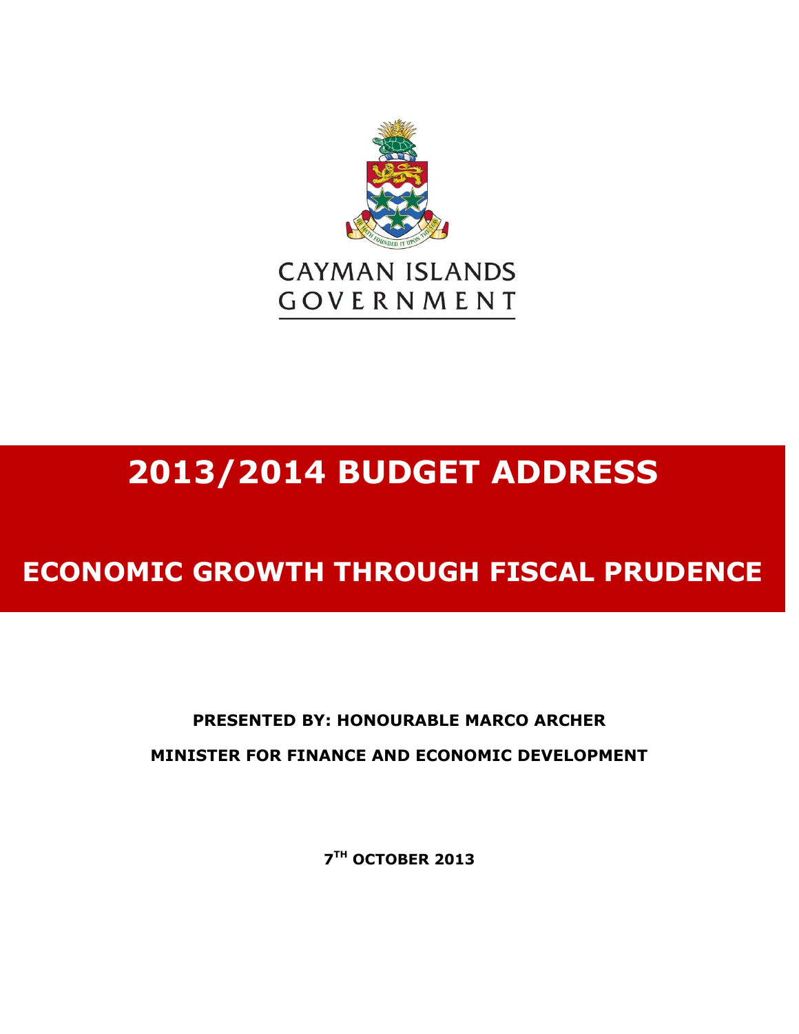CAYMAN ISLANDS
GOVERNMENT

# 2013/2014 BUDGET ADDRESS

## ECONOMIC GROWTH THROUGH FISCAL PRUDENCE

**PRESENTED BY: HONOURABLE MARCO ARCHER**

**MINISTER FOR FINANCE AND ECONOMIC DEVELOPMENT**

**7TH OCTOBER 2013**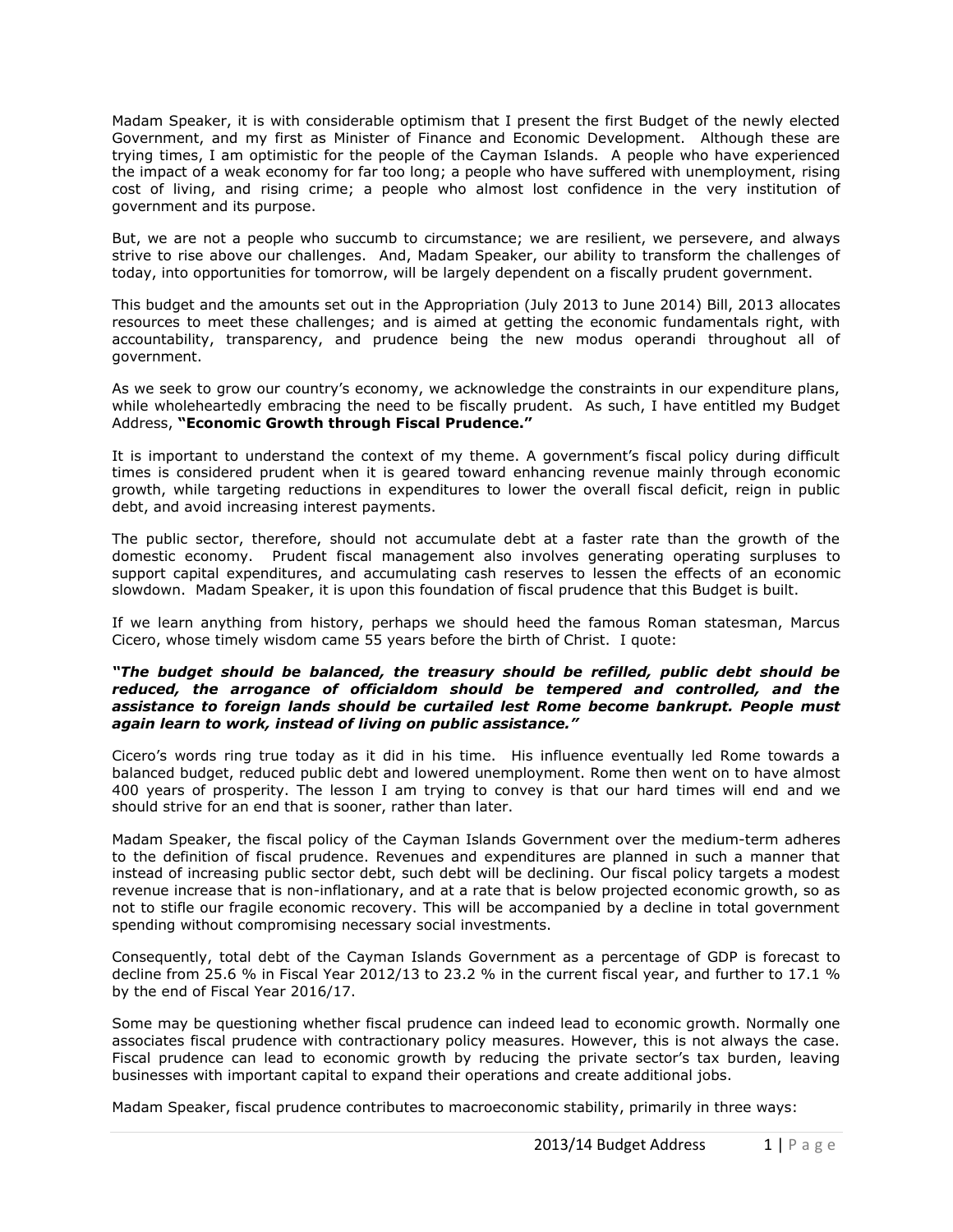Madam Speaker, it is with considerable optimism that I present the first Budget of the newly elected Government, and my first as Minister of Finance and Economic Development. Although these are trying times, I am optimistic for the people of the Cayman Islands. A people who have experienced the impact of a weak economy for far too long; a people who have suffered with unemployment, rising cost of living, and rising crime; a people who almost lost confidence in the very institution of government and its purpose.

But, we are not a people who succumb to circumstance; we are resilient, we persevere, and always strive to rise above our challenges. And, Madam Speaker, our ability to transform the challenges of today, into opportunities for tomorrow, will be largely dependent on a fiscally prudent government.

This budget and the amounts set out in the Appropriation (July 2013 to June 2014) Bill, 2013 allocates resources to meet these challenges; and is aimed at getting the economic fundamentals right, with accountability, transparency, and prudence being the new modus operandi throughout all of government.

As we seek to grow our country's economy, we acknowledge the constraints in our expenditure plans, while wholeheartedly embracing the need to be fiscally prudent. As such, I have entitled my Budget Address, **"Economic Growth through Fiscal Prudence."**

It is important to understand the context of my theme. A government's fiscal policy during difficult times is considered prudent when it is geared toward enhancing revenue mainly through economic growth, while targeting reductions in expenditures to lower the overall fiscal deficit, reign in public debt, and avoid increasing interest payments.

The public sector, therefore, should not accumulate debt at a faster rate than the growth of the domestic economy. Prudent fiscal management also involves generating operating surpluses to support capital expenditures, and accumulating cash reserves to lessen the effects of an economic slowdown. Madam Speaker, it is upon this foundation of fiscal prudence that this Budget is built.

If we learn anything from history, perhaps we should heed the famous Roman statesman, Marcus Cicero, whose timely wisdom came 55 years before the birth of Christ. I quote:

***"The budget should be balanced, the treasury should be refilled, public debt should be reduced, the arrogance of officialdom should be tempered and controlled, and the assistance to foreign lands should be curtailed lest Rome become bankrupt. People must again learn to work, instead of living on public assistance."***

Cicero's words ring true today as it did in his time. His influence eventually led Rome towards a balanced budget, reduced public debt and lowered unemployment. Rome then went on to have almost 400 years of prosperity. The lesson I am trying to convey is that our hard times will end and we should strive for an end that is sooner, rather than later.

Madam Speaker, the fiscal policy of the Cayman Islands Government over the medium-term adheres to the definition of fiscal prudence. Revenues and expenditures are planned in such a manner that instead of increasing public sector debt, such debt will be declining. Our fiscal policy targets a modest revenue increase that is non-inflationary, and at a rate that is below projected economic growth, so as not to stifle our fragile economic recovery. This will be accompanied by a decline in total government spending without compromising necessary social investments.

Consequently, total debt of the Cayman Islands Government as a percentage of GDP is forecast to decline from 25.6 % in Fiscal Year 2012/13 to 23.2 % in the current fiscal year, and further to 17.1 % by the end of Fiscal Year 2016/17.

Some may be questioning whether fiscal prudence can indeed lead to economic growth. Normally one associates fiscal prudence with contractionary policy measures. However, this is not always the case. Fiscal prudence can lead to economic growth by reducing the private sector's tax burden, leaving businesses with important capital to expand their operations and create additional jobs.

Madam Speaker, fiscal prudence contributes to macroeconomic stability, primarily in three ways: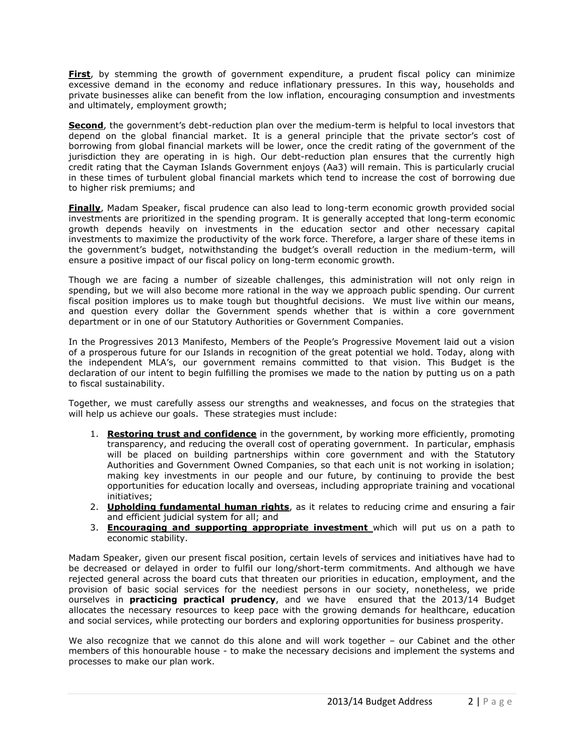**First**, by stemming the growth of government expenditure, a prudent fiscal policy can minimize excessive demand in the economy and reduce inflationary pressures. In this way, households and private businesses alike can benefit from the low inflation, encouraging consumption and investments and ultimately, employment growth;

**Second**, the government's debt-reduction plan over the medium-term is helpful to local investors that depend on the global financial market. It is a general principle that the private sector's cost of borrowing from global financial markets will be lower, once the credit rating of the government of the jurisdiction they are operating in is high. Our debt-reduction plan ensures that the currently high credit rating that the Cayman Islands Government enjoys (Aa3) will remain. This is particularly crucial in these times of turbulent global financial markets which tend to increase the cost of borrowing due to higher risk premiums; and

**Finally**, Madam Speaker, fiscal prudence can also lead to long-term economic growth provided social investments are prioritized in the spending program. It is generally accepted that long-term economic growth depends heavily on investments in the education sector and other necessary capital investments to maximize the productivity of the work force. Therefore, a larger share of these items in the government's budget, notwithstanding the budget's overall reduction in the medium-term, will ensure a positive impact of our fiscal policy on long-term economic growth.

Though we are facing a number of sizeable challenges, this administration will not only reign in spending, but we will also become more rational in the way we approach public spending. Our current fiscal position implores us to make tough but thoughtful decisions. We must live within our means, and question every dollar the Government spends whether that is within a core government department or in one of our Statutory Authorities or Government Companies.

In the Progressives 2013 Manifesto, Members of the People's Progressive Movement laid out a vision of a prosperous future for our Islands in recognition of the great potential we hold. Today, along with the independent MLA's, our government remains committed to that vision. This Budget is the declaration of our intent to begin fulfilling the promises we made to the nation by putting us on a path to fiscal sustainability.

Together, we must carefully assess our strengths and weaknesses, and focus on the strategies that will help us achieve our goals. These strategies must include:

1. **Restoring trust and confidence** in the government, by working more efficiently, promoting transparency, and reducing the overall cost of operating government. In particular, emphasis will be placed on building partnerships within core government and with the Statutory Authorities and Government Owned Companies, so that each unit is not working in isolation; making key investments in our people and our future, by continuing to provide the best opportunities for education locally and overseas, including appropriate training and vocational initiatives;
2. **Upholding fundamental human rights**, as it relates to reducing crime and ensuring a fair and efficient judicial system for all; and
3. **Encouraging and supporting appropriate investment** which will put us on a path to economic stability.

Madam Speaker, given our present fiscal position, certain levels of services and initiatives have had to be decreased or delayed in order to fulfil our long/short-term commitments. And although we have rejected general across the board cuts that threaten our priorities in education, employment, and the provision of basic social services for the neediest persons in our society, nonetheless, we pride ourselves in **practicing practical prudency**, and we have ensured that the 2013/14 Budget allocates the necessary resources to keep pace with the growing demands for healthcare, education and social services, while protecting our borders and exploring opportunities for business prosperity.

We also recognize that we cannot do this alone and will work together – our Cabinet and the other members of this honourable house - to make the necessary decisions and implement the systems and processes to make our plan work.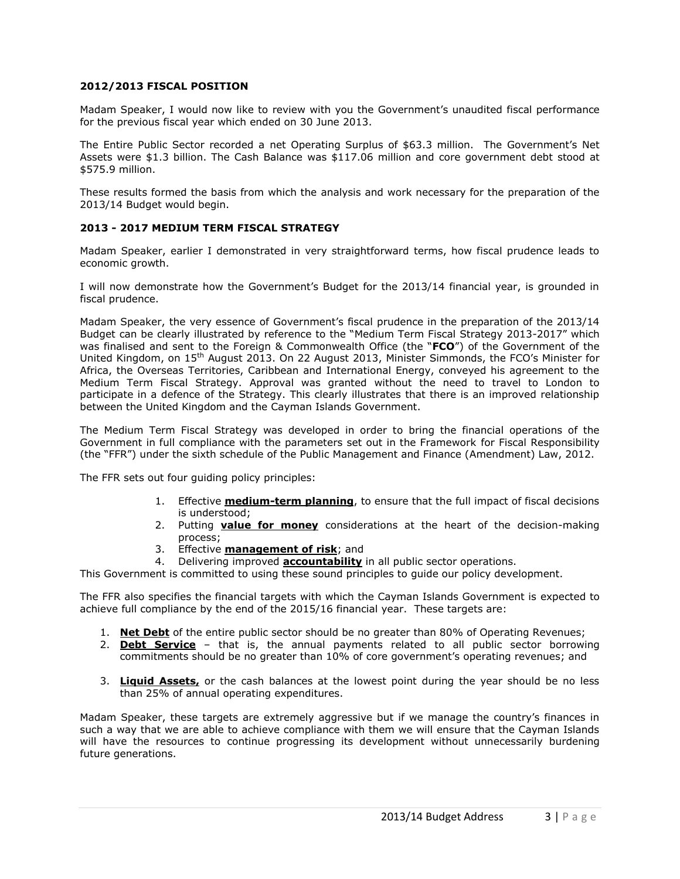### 2012/2013 FISCAL POSITION

Madam Speaker, I would now like to review with you the Government's unaudited fiscal performance for the previous fiscal year which ended on 30 June 2013.

The Entire Public Sector recorded a net Operating Surplus of $63.3 million. The Government's Net Assets were $1.3 billion. The Cash Balance was $117.06 million and core government debt stood at $575.9 million.

These results formed the basis from which the analysis and work necessary for the preparation of the 2013/14 Budget would begin.

### 2013 - 2017 MEDIUM TERM FISCAL STRATEGY

Madam Speaker, earlier I demonstrated in very straightforward terms, how fiscal prudence leads to economic growth.

I will now demonstrate how the Government's Budget for the 2013/14 financial year, is grounded in fiscal prudence.

Madam Speaker, the very essence of Government's fiscal prudence in the preparation of the 2013/14 Budget can be clearly illustrated by reference to the "Medium Term Fiscal Strategy 2013-2017" which was finalised and sent to the Foreign & Commonwealth Office (the "**FCO**") of the Government of the United Kingdom, on 15th August 2013. On 22 August 2013, Minister Simmonds, the FCO's Minister for Africa, the Overseas Territories, Caribbean and International Energy, conveyed his agreement to the Medium Term Fiscal Strategy. Approval was granted without the need to travel to London to participate in a defence of the Strategy. This clearly illustrates that there is an improved relationship between the United Kingdom and the Cayman Islands Government.

The Medium Term Fiscal Strategy was developed in order to bring the financial operations of the Government in full compliance with the parameters set out in the Framework for Fiscal Responsibility (the "FFR") under the sixth schedule of the Public Management and Finance (Amendment) Law, 2012.

The FFR sets out four guiding policy principles:

1. Effective **medium-term planning**, to ensure that the full impact of fiscal decisions is understood;
2. Putting **value for money** considerations at the heart of the decision-making process;
3. Effective **management of risk**; and
4. Delivering improved **accountability** in all public sector operations.

This Government is committed to using these sound principles to guide our policy development.

The FFR also specifies the financial targets with which the Cayman Islands Government is expected to achieve full compliance by the end of the 2015/16 financial year. These targets are:

1. **Net Debt** of the entire public sector should be no greater than 80% of Operating Revenues;
2. **Debt Service** – that is, the annual payments related to all public sector borrowing commitments should be no greater than 10% of core government's operating revenues; and
3. **Liquid Assets,** or the cash balances at the lowest point during the year should be no less than 25% of annual operating expenditures.

Madam Speaker, these targets are extremely aggressive but if we manage the country's finances in such a way that we are able to achieve compliance with them we will ensure that the Cayman Islands will have the resources to continue progressing its development without unnecessarily burdening future generations.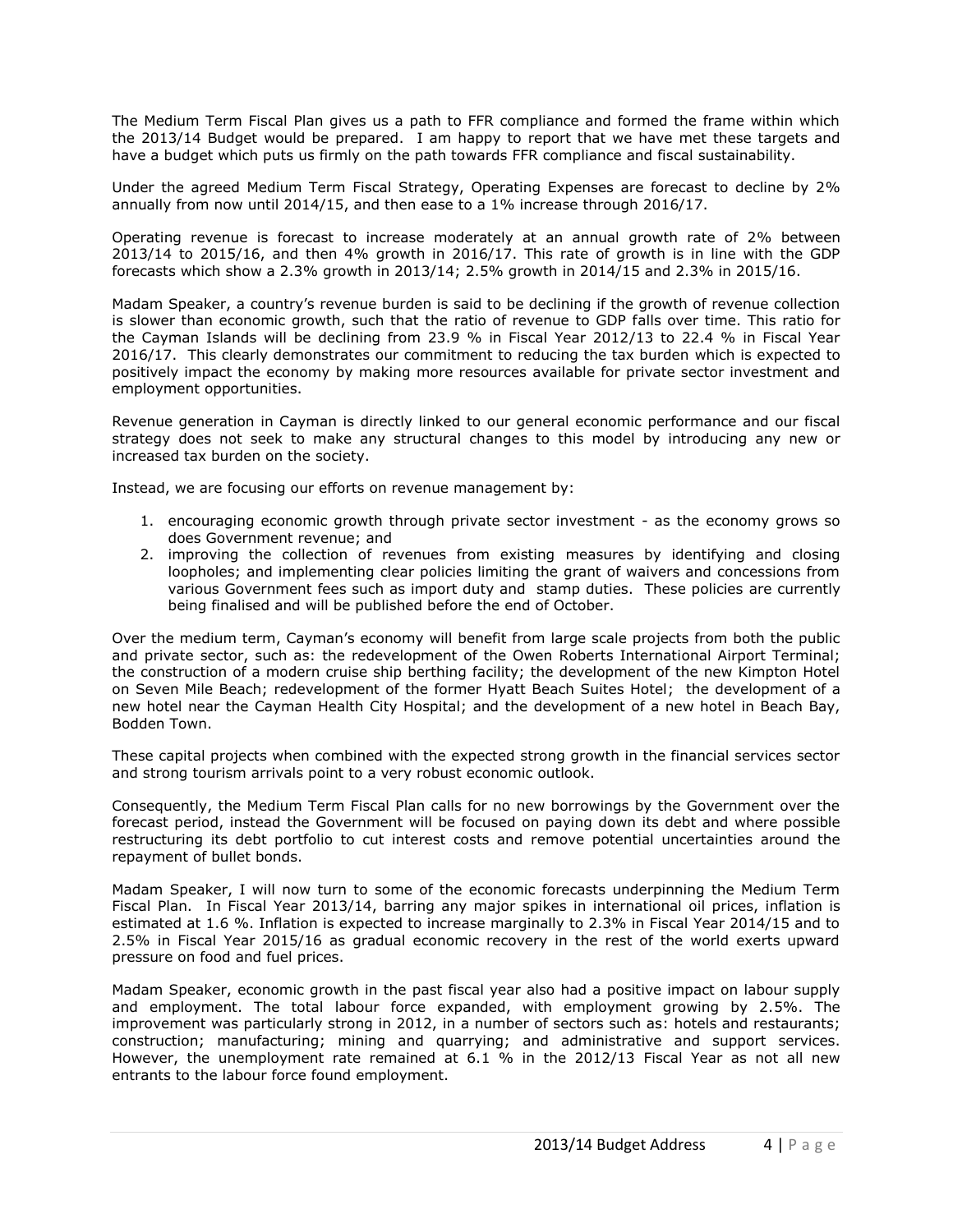The Medium Term Fiscal Plan gives us a path to FFR compliance and formed the frame within which the 2013/14 Budget would be prepared. I am happy to report that we have met these targets and have a budget which puts us firmly on the path towards FFR compliance and fiscal sustainability.

Under the agreed Medium Term Fiscal Strategy, Operating Expenses are forecast to decline by 2% annually from now until 2014/15, and then ease to a 1% increase through 2016/17.

Operating revenue is forecast to increase moderately at an annual growth rate of 2% between 2013/14 to 2015/16, and then 4% growth in 2016/17. This rate of growth is in line with the GDP forecasts which show a 2.3% growth in 2013/14; 2.5% growth in 2014/15 and 2.3% in 2015/16.

Madam Speaker, a country's revenue burden is said to be declining if the growth of revenue collection is slower than economic growth, such that the ratio of revenue to GDP falls over time. This ratio for the Cayman Islands will be declining from 23.9 % in Fiscal Year 2012/13 to 22.4 % in Fiscal Year 2016/17. This clearly demonstrates our commitment to reducing the tax burden which is expected to positively impact the economy by making more resources available for private sector investment and employment opportunities.

Revenue generation in Cayman is directly linked to our general economic performance and our fiscal strategy does not seek to make any structural changes to this model by introducing any new or increased tax burden on the society.

Instead, we are focusing our efforts on revenue management by:

1. encouraging economic growth through private sector investment - as the economy grows so does Government revenue; and
2. improving the collection of revenues from existing measures by identifying and closing loopholes; and implementing clear policies limiting the grant of waivers and concessions from various Government fees such as import duty and stamp duties. These policies are currently being finalised and will be published before the end of October.

Over the medium term, Cayman's economy will benefit from large scale projects from both the public and private sector, such as: the redevelopment of the Owen Roberts International Airport Terminal; the construction of a modern cruise ship berthing facility; the development of the new Kimpton Hotel on Seven Mile Beach; redevelopment of the former Hyatt Beach Suites Hotel; the development of a new hotel near the Cayman Health City Hospital; and the development of a new hotel in Beach Bay, Bodden Town.

These capital projects when combined with the expected strong growth in the financial services sector and strong tourism arrivals point to a very robust economic outlook.

Consequently, the Medium Term Fiscal Plan calls for no new borrowings by the Government over the forecast period, instead the Government will be focused on paying down its debt and where possible restructuring its debt portfolio to cut interest costs and remove potential uncertainties around the repayment of bullet bonds.

Madam Speaker, I will now turn to some of the economic forecasts underpinning the Medium Term Fiscal Plan. In Fiscal Year 2013/14, barring any major spikes in international oil prices, inflation is estimated at 1.6 %. Inflation is expected to increase marginally to 2.3% in Fiscal Year 2014/15 and to 2.5% in Fiscal Year 2015/16 as gradual economic recovery in the rest of the world exerts upward pressure on food and fuel prices.

Madam Speaker, economic growth in the past fiscal year also had a positive impact on labour supply and employment. The total labour force expanded, with employment growing by 2.5%. The improvement was particularly strong in 2012, in a number of sectors such as: hotels and restaurants; construction; manufacturing; mining and quarrying; and administrative and support services. However, the unemployment rate remained at 6.1 % in the 2012/13 Fiscal Year as not all new entrants to the labour force found employment.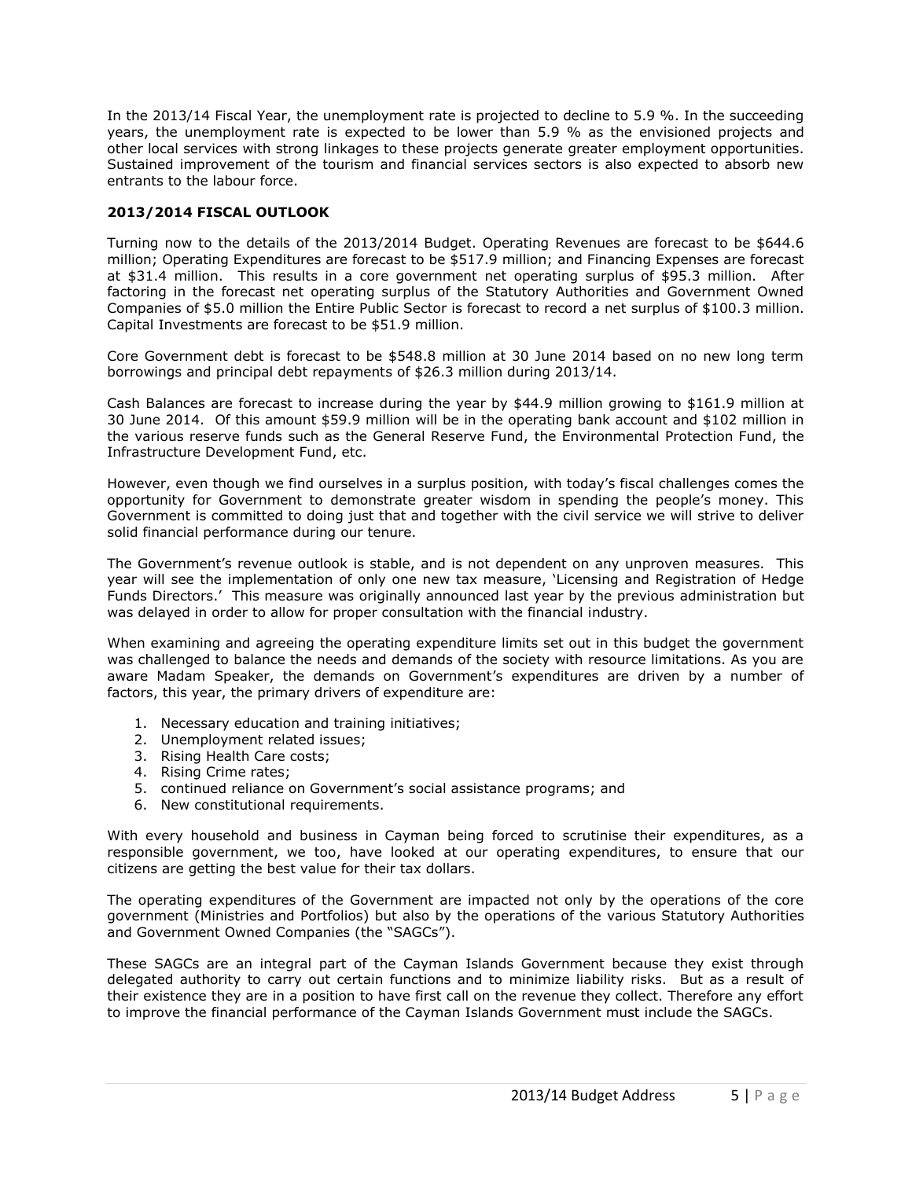In the 2013/14 Fiscal Year, the unemployment rate is projected to decline to 5.9 %. In the succeeding years, the unemployment rate is expected to be lower than 5.9 % as the envisioned projects and other local services with strong linkages to these projects generate greater employment opportunities. Sustained improvement of the tourism and financial services sectors is also expected to absorb new entrants to the labour force.

**2013/2014 FISCAL OUTLOOK**

Turning now to the details of the 2013/2014 Budget. Operating Revenues are forecast to be $644.6 million; Operating Expenditures are forecast to be $517.9 million; and Financing Expenses are forecast at $31.4 million. This results in a core government net operating surplus of $95.3 million. After factoring in the forecast net operating surplus of the Statutory Authorities and Government Owned Companies of $5.0 million the Entire Public Sector is forecast to record a net surplus of $100.3 million. Capital Investments are forecast to be $51.9 million.

Core Government debt is forecast to be $548.8 million at 30 June 2014 based on no new long term borrowings and principal debt repayments of $26.3 million during 2013/14.

Cash Balances are forecast to increase during the year by $44.9 million growing to $161.9 million at 30 June 2014. Of this amount $59.9 million will be in the operating bank account and $102 million in the various reserve funds such as the General Reserve Fund, the Environmental Protection Fund, the Infrastructure Development Fund, etc.

However, even though we find ourselves in a surplus position, with today's fiscal challenges comes the opportunity for Government to demonstrate greater wisdom in spending the people's money. This Government is committed to doing just that and together with the civil service we will strive to deliver solid financial performance during our tenure.

The Government's revenue outlook is stable, and is not dependent on any unproven measures. This year will see the implementation of only one new tax measure, 'Licensing and Registration of Hedge Funds Directors.' This measure was originally announced last year by the previous administration but was delayed in order to allow for proper consultation with the financial industry.

When examining and agreeing the operating expenditure limits set out in this budget the government was challenged to balance the needs and demands of the society with resource limitations. As you are aware Madam Speaker, the demands on Government's expenditures are driven by a number of factors, this year, the primary drivers of expenditure are:

1. Necessary education and training initiatives;
2. Unemployment related issues;
3. Rising Health Care costs;
4. Rising Crime rates;
5. continued reliance on Government's social assistance programs; and
6. New constitutional requirements.

With every household and business in Cayman being forced to scrutinise their expenditures, as a responsible government, we too, have looked at our operating expenditures, to ensure that our citizens are getting the best value for their tax dollars.

The operating expenditures of the Government are impacted not only by the operations of the core government (Ministries and Portfolios) but also by the operations of the various Statutory Authorities and Government Owned Companies (the "SAGCs").

These SAGCs are an integral part of the Cayman Islands Government because they exist through delegated authority to carry out certain functions and to minimize liability risks. But as a result of their existence they are in a position to have first call on the revenue they collect. Therefore any effort to improve the financial performance of the Cayman Islands Government must include the SAGCs.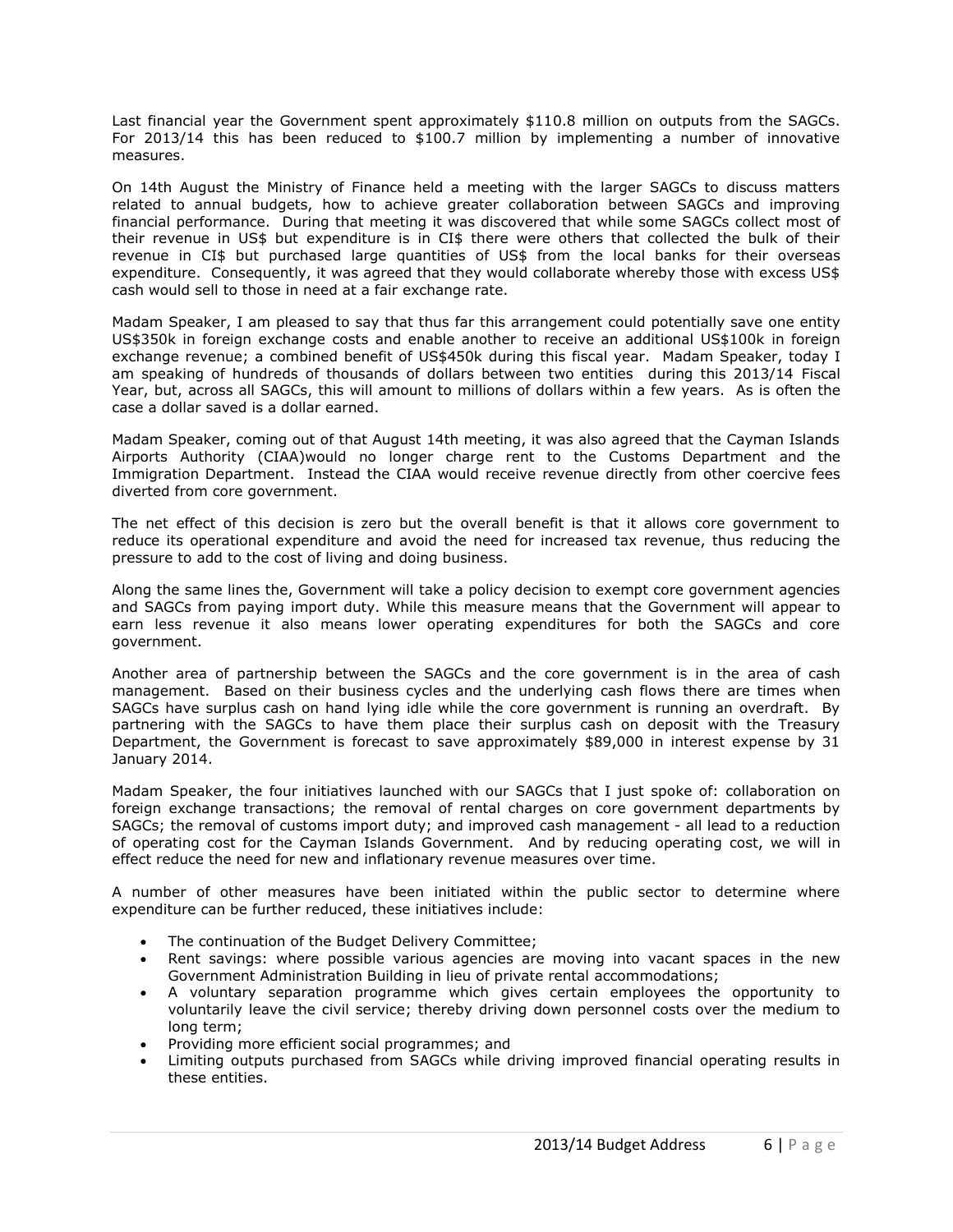Last financial year the Government spent approximately $110.8 million on outputs from the SAGCs. For 2013/14 this has been reduced to $100.7 million by implementing a number of innovative measures.

On 14th August the Ministry of Finance held a meeting with the larger SAGCs to discuss matters related to annual budgets, how to achieve greater collaboration between SAGCs and improving financial performance. During that meeting it was discovered that while some SAGCs collect most of their revenue in US$ but expenditure is in CI$ there were others that collected the bulk of their revenue in CI$ but purchased large quantities of US$ from the local banks for their overseas expenditure. Consequently, it was agreed that they would collaborate whereby those with excess US$ cash would sell to those in need at a fair exchange rate.

Madam Speaker, I am pleased to say that thus far this arrangement could potentially save one entity US$350k in foreign exchange costs and enable another to receive an additional US$100k in foreign exchange revenue; a combined benefit of US$450k during this fiscal year. Madam Speaker, today I am speaking of hundreds of thousands of dollars between two entities during this 2013/14 Fiscal Year, but, across all SAGCs, this will amount to millions of dollars within a few years. As is often the case a dollar saved is a dollar earned.

Madam Speaker, coming out of that August 14th meeting, it was also agreed that the Cayman Islands Airports Authority (CIAA)would no longer charge rent to the Customs Department and the Immigration Department. Instead the CIAA would receive revenue directly from other coercive fees diverted from core government.

The net effect of this decision is zero but the overall benefit is that it allows core government to reduce its operational expenditure and avoid the need for increased tax revenue, thus reducing the pressure to add to the cost of living and doing business.

Along the same lines the, Government will take a policy decision to exempt core government agencies and SAGCs from paying import duty. While this measure means that the Government will appear to earn less revenue it also means lower operating expenditures for both the SAGCs and core government.

Another area of partnership between the SAGCs and the core government is in the area of cash management. Based on their business cycles and the underlying cash flows there are times when SAGCs have surplus cash on hand lying idle while the core government is running an overdraft. By partnering with the SAGCs to have them place their surplus cash on deposit with the Treasury Department, the Government is forecast to save approximately $89,000 in interest expense by 31 January 2014.

Madam Speaker, the four initiatives launched with our SAGCs that I just spoke of: collaboration on foreign exchange transactions; the removal of rental charges on core government departments by SAGCs; the removal of customs import duty; and improved cash management - all lead to a reduction of operating cost for the Cayman Islands Government. And by reducing operating cost, we will in effect reduce the need for new and inflationary revenue measures over time.

A number of other measures have been initiated within the public sector to determine where expenditure can be further reduced, these initiatives include:

- The continuation of the Budget Delivery Committee;
- Rent savings: where possible various agencies are moving into vacant spaces in the new Government Administration Building in lieu of private rental accommodations;
- A voluntary separation programme which gives certain employees the opportunity to voluntarily leave the civil service; thereby driving down personnel costs over the medium to long term;
- Providing more efficient social programmes; and
- Limiting outputs purchased from SAGCs while driving improved financial operating results in these entities.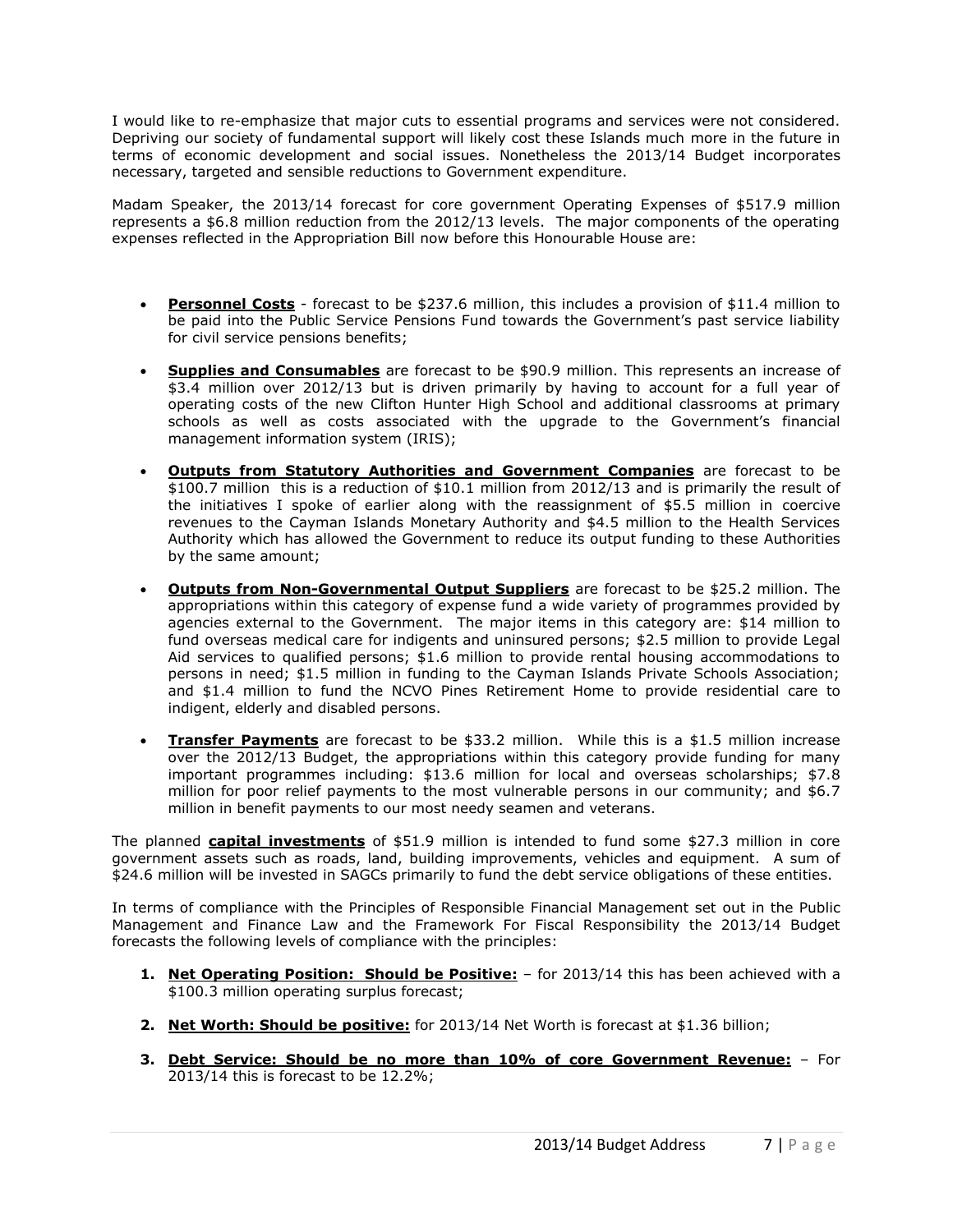I would like to re-emphasize that major cuts to essential programs and services were not considered. Depriving our society of fundamental support will likely cost these Islands much more in the future in terms of economic development and social issues. Nonetheless the 2013/14 Budget incorporates necessary, targeted and sensible reductions to Government expenditure.

Madam Speaker, the 2013/14 forecast for core government Operating Expenses of $517.9 million represents a $6.8 million reduction from the 2012/13 levels. The major components of the operating expenses reflected in the Appropriation Bill now before this Honourable House are:

- **Personnel Costs** - forecast to be $237.6 million, this includes a provision of $11.4 million to be paid into the Public Service Pensions Fund towards the Government's past service liability for civil service pensions benefits;

- **Supplies and Consumables** are forecast to be $90.9 million. This represents an increase of $3.4 million over 2012/13 but is driven primarily by having to account for a full year of operating costs of the new Clifton Hunter High School and additional classrooms at primary schools as well as costs associated with the upgrade to the Government's financial management information system (IRIS);

- **Outputs from Statutory Authorities and Government Companies** are forecast to be $100.7 million this is a reduction of $10.1 million from 2012/13 and is primarily the result of the initiatives I spoke of earlier along with the reassignment of $5.5 million in coercive revenues to the Cayman Islands Monetary Authority and $4.5 million to the Health Services Authority which has allowed the Government to reduce its output funding to these Authorities by the same amount;

- **Outputs from Non-Governmental Output Suppliers** are forecast to be $25.2 million. The appropriations within this category of expense fund a wide variety of programmes provided by agencies external to the Government. The major items in this category are: $14 million to fund overseas medical care for indigents and uninsured persons; $2.5 million to provide Legal Aid services to qualified persons; $1.6 million to provide rental housing accommodations to persons in need; $1.5 million in funding to the Cayman Islands Private Schools Association; and $1.4 million to fund the NCVO Pines Retirement Home to provide residential care to indigent, elderly and disabled persons.

- **Transfer Payments** are forecast to be $33.2 million. While this is a $1.5 million increase over the 2012/13 Budget, the appropriations within this category provide funding for many important programmes including: $13.6 million for local and overseas scholarships; $7.8 million for poor relief payments to the most vulnerable persons in our community; and $6.7 million in benefit payments to our most needy seamen and veterans.

The planned **capital investments** of $51.9 million is intended to fund some $27.3 million in core government assets such as roads, land, building improvements, vehicles and equipment. A sum of $24.6 million will be invested in SAGCs primarily to fund the debt service obligations of these entities.

In terms of compliance with the Principles of Responsible Financial Management set out in the Public Management and Finance Law and the Framework For Fiscal Responsibility the 2013/14 Budget forecasts the following levels of compliance with the principles:

1. **Net Operating Position: Should be Positive:** – for 2013/14 this has been achieved with a $100.3 million operating surplus forecast;

2. **Net Worth: Should be positive:** for 2013/14 Net Worth is forecast at $1.36 billion;

3. **Debt Service: Should be no more than 10% of core Government Revenue:** – For 2013/14 this is forecast to be 12.2%;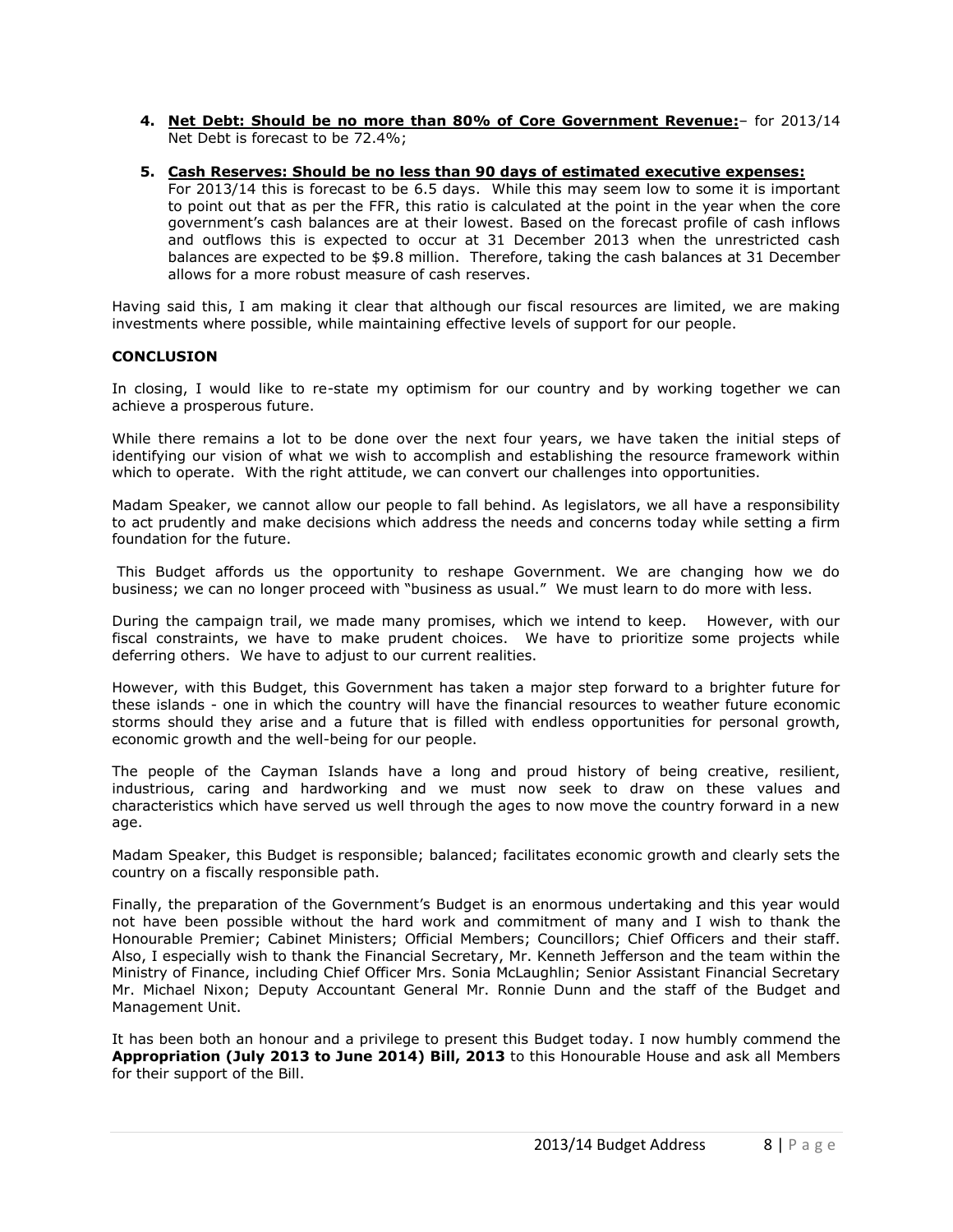4. **Net Debt: Should be no more than 80% of Core Government Revenue:**– for 2013/14 Net Debt is forecast to be 72.4%;

5. **Cash Reserves: Should be no less than 90 days of estimated executive expenses:** For 2013/14 this is forecast to be 6.5 days. While this may seem low to some it is important to point out that as per the FFR, this ratio is calculated at the point in the year when the core government's cash balances are at their lowest. Based on the forecast profile of cash inflows and outflows this is expected to occur at 31 December 2013 when the unrestricted cash balances are expected to be $9.8 million. Therefore, taking the cash balances at 31 December allows for a more robust measure of cash reserves.

Having said this, I am making it clear that although our fiscal resources are limited, we are making investments where possible, while maintaining effective levels of support for our people.

**CONCLUSION**

In closing, I would like to re-state my optimism for our country and by working together we can achieve a prosperous future.

While there remains a lot to be done over the next four years, we have taken the initial steps of identifying our vision of what we wish to accomplish and establishing the resource framework within which to operate. With the right attitude, we can convert our challenges into opportunities.

Madam Speaker, we cannot allow our people to fall behind. As legislators, we all have a responsibility to act prudently and make decisions which address the needs and concerns today while setting a firm foundation for the future.

This Budget affords us the opportunity to reshape Government. We are changing how we do business; we can no longer proceed with "business as usual." We must learn to do more with less.

During the campaign trail, we made many promises, which we intend to keep. However, with our fiscal constraints, we have to make prudent choices. We have to prioritize some projects while deferring others. We have to adjust to our current realities.

However, with this Budget, this Government has taken a major step forward to a brighter future for these islands - one in which the country will have the financial resources to weather future economic storms should they arise and a future that is filled with endless opportunities for personal growth, economic growth and the well-being for our people.

The people of the Cayman Islands have a long and proud history of being creative, resilient, industrious, caring and hardworking and we must now seek to draw on these values and characteristics which have served us well through the ages to now move the country forward in a new age.

Madam Speaker, this Budget is responsible; balanced; facilitates economic growth and clearly sets the country on a fiscally responsible path.

Finally, the preparation of the Government's Budget is an enormous undertaking and this year would not have been possible without the hard work and commitment of many and I wish to thank the Honourable Premier; Cabinet Ministers; Official Members; Councillors; Chief Officers and their staff. Also, I especially wish to thank the Financial Secretary, Mr. Kenneth Jefferson and the team within the Ministry of Finance, including Chief Officer Mrs. Sonia McLaughlin; Senior Assistant Financial Secretary Mr. Michael Nixon; Deputy Accountant General Mr. Ronnie Dunn and the staff of the Budget and Management Unit.

It has been both an honour and a privilege to present this Budget today. I now humbly commend the **Appropriation (July 2013 to June 2014) Bill, 2013** to this Honourable House and ask all Members for their support of the Bill.